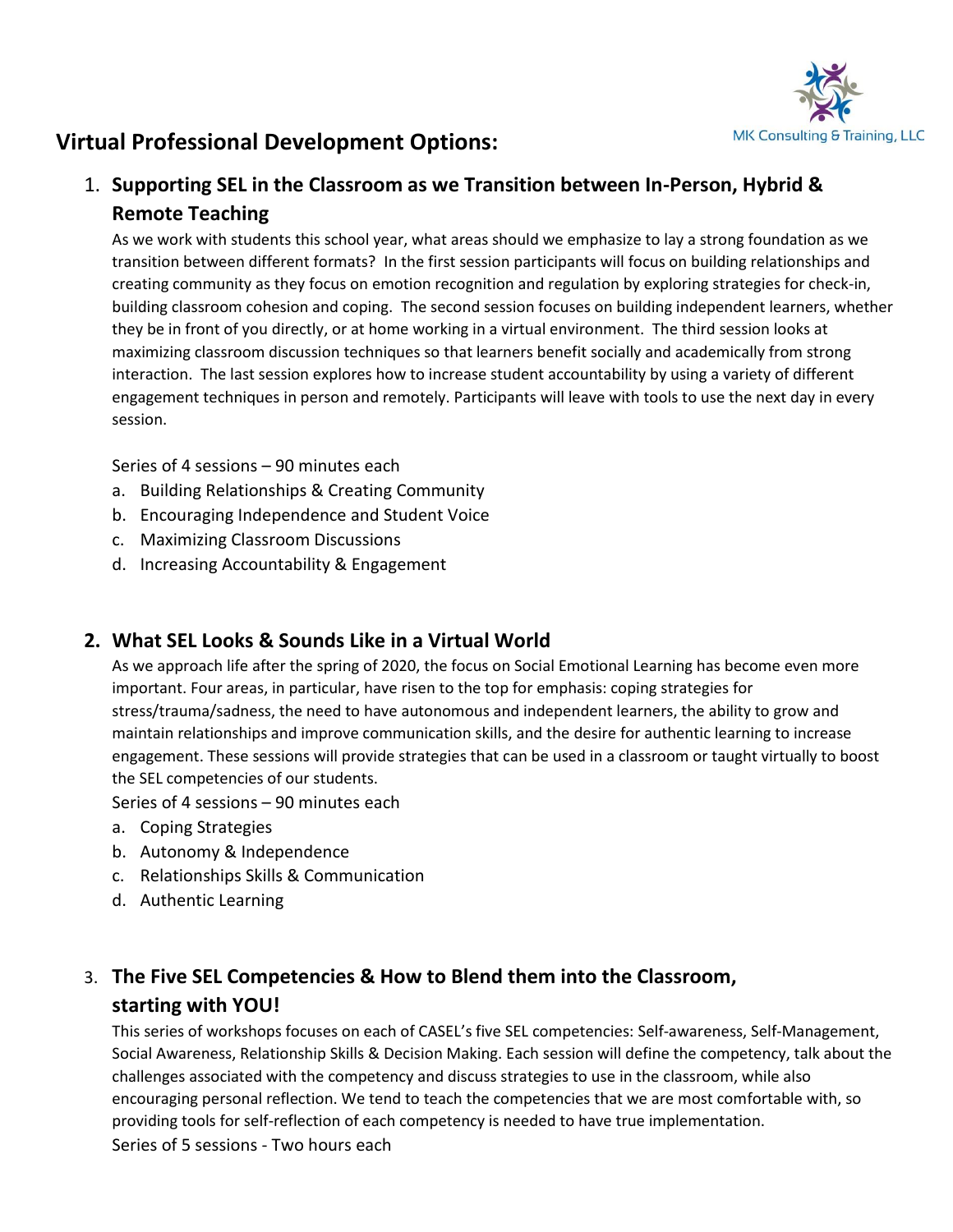MK Consulting & Training, LLC

## Virtual Professional Development Options:

1. **Supporting SEL in the Classroom as we Transition between In-Person, Hybrid & Remote Teaching**

   As we work with students this school year, what areas should we emphasize to lay a strong foundation as we transition between different formats? In the first session participants will focus on building relationships and creating community as they focus on emotion recognition and regulation by exploring strategies for check-in, building classroom cohesion and coping. The second session focuses on building independent learners, whether they be in front of you directly, or at home working in a virtual environment. The third session looks at maximizing classroom discussion techniques so that learners benefit socially and academically from strong interaction. The last session explores how to increase student accountability by using a variety of different engagement techniques in person and remotely. Participants will leave with tools to use the next day in every session.

   Series of 4 sessions – 90 minutes each

   a. Building Relationships & Creating Community
   b. Encouraging Independence and Student Voice
   c. Maximizing Classroom Discussions
   d. Increasing Accountability & Engagement

2. **What SEL Looks & Sounds Like in a Virtual World**

   As we approach life after the spring of 2020, the focus on Social Emotional Learning has become even more important. Four areas, in particular, have risen to the top for emphasis: coping strategies for stress/trauma/sadness, the need to have autonomous and independent learners, the ability to grow and maintain relationships and improve communication skills, and the desire for authentic learning to increase engagement. These sessions will provide strategies that can be used in a classroom or taught virtually to boost the SEL competencies of our students.

   Series of 4 sessions – 90 minutes each

   a. Coping Strategies
   b. Autonomy & Independence
   c. Relationships Skills & Communication
   d. Authentic Learning

3. **The Five SEL Competencies & How to Blend them into the Classroom, starting with YOU!**

   This series of workshops focuses on each of CASEL's five SEL competencies: Self-awareness, Self-Management, Social Awareness, Relationship Skills & Decision Making. Each session will define the competency, talk about the challenges associated with the competency and discuss strategies to use in the classroom, while also encouraging personal reflection. We tend to teach the competencies that we are most comfortable with, so providing tools for self-reflection of each competency is needed to have true implementation.

   Series of 5 sessions - Two hours each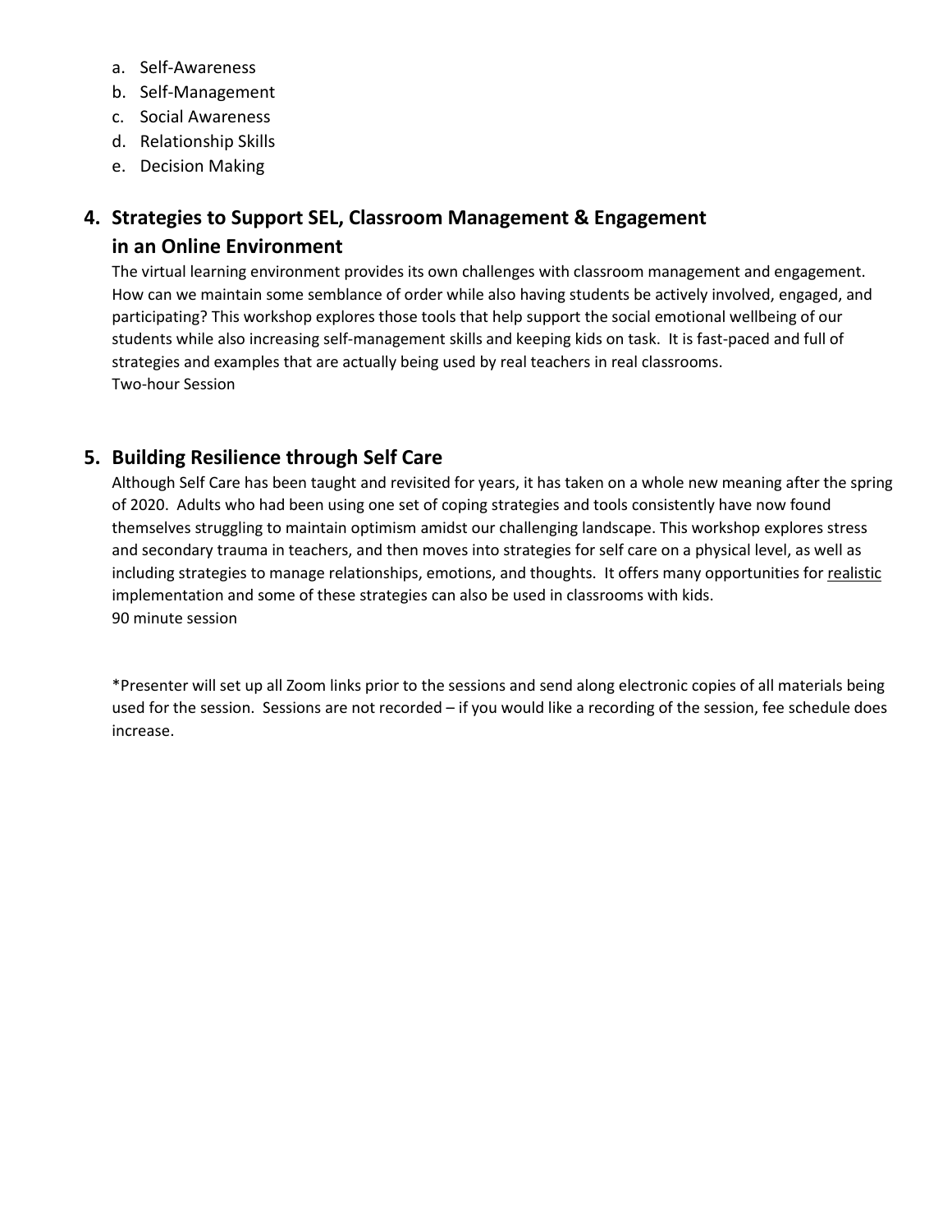a. Self-Awareness
b. Self-Management
c. Social Awareness
d. Relationship Skills
e. Decision Making

## 4. Strategies to Support SEL, Classroom Management & Engagement in an Online Environment

The virtual learning environment provides its own challenges with classroom management and engagement. How can we maintain some semblance of order while also having students be actively involved, engaged, and participating? This workshop explores those tools that help support the social emotional wellbeing of our students while also increasing self-management skills and keeping kids on task. It is fast-paced and full of strategies and examples that are actually being used by real teachers in real classrooms.
Two-hour Session

## 5. Building Resilience through Self Care

Although Self Care has been taught and revisited for years, it has taken on a whole new meaning after the spring of 2020. Adults who had been using one set of coping strategies and tools consistently have now found themselves struggling to maintain optimism amidst our challenging landscape. This workshop explores stress and secondary trauma in teachers, and then moves into strategies for self care on a physical level, as well as including strategies to manage relationships, emotions, and thoughts. It offers many opportunities for realistic implementation and some of these strategies can also be used in classrooms with kids.
90 minute session

*Presenter will set up all Zoom links prior to the sessions and send along electronic copies of all materials being used for the session. Sessions are not recorded – if you would like a recording of the session, fee schedule does increase.